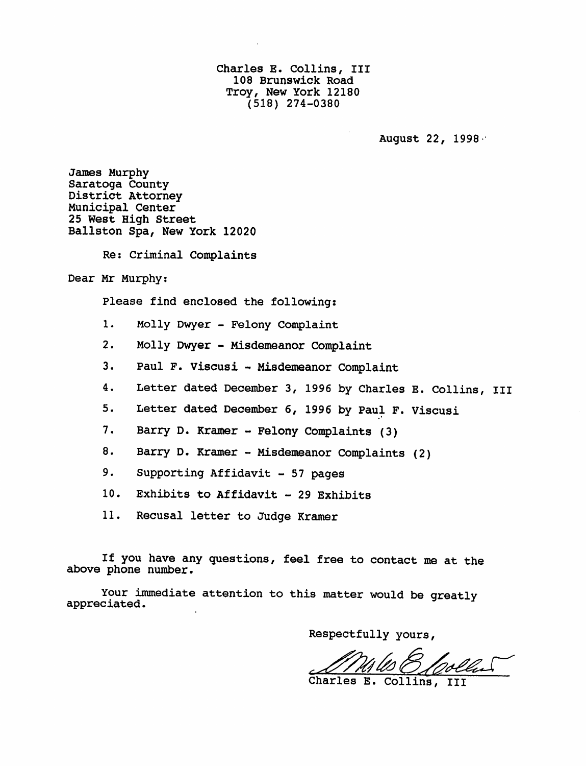Charles E. Collins, III
108 Brunswick Road
Troy, New York 12180
(518) 274-0380

August 22, 1998

James Murphy
Saratoga County
District Attorney
Municipal Center
25 West High Street
Ballston Spa, New York 12020

Re: Criminal Complaints

Dear Mr Murphy:

Please find enclosed the following:

1. Molly Dwyer - Felony Complaint
2. Molly Dwyer - Misdemeanor Complaint
3. Paul F. Viscusi - Misdemeanor Complaint
4. Letter dated December 3, 1996 by Charles E. Collins, III
5. Letter dated December 6, 1996 by Paul F. Viscusi

7. Barry D. Kramer - Felony Complaints (3)
8. Barry D. Kramer - Misdemeanor Complaints (2)
9. Supporting Affidavit - 57 pages
10. Exhibits to Affidavit - 29 Exhibits
11. Recusal letter to Judge Kramer

If you have any questions, feel free to contact me at the above phone number.

Your immediate attention to this matter would be greatly appreciated.

Respectfully yours,

Charles E. Collins, III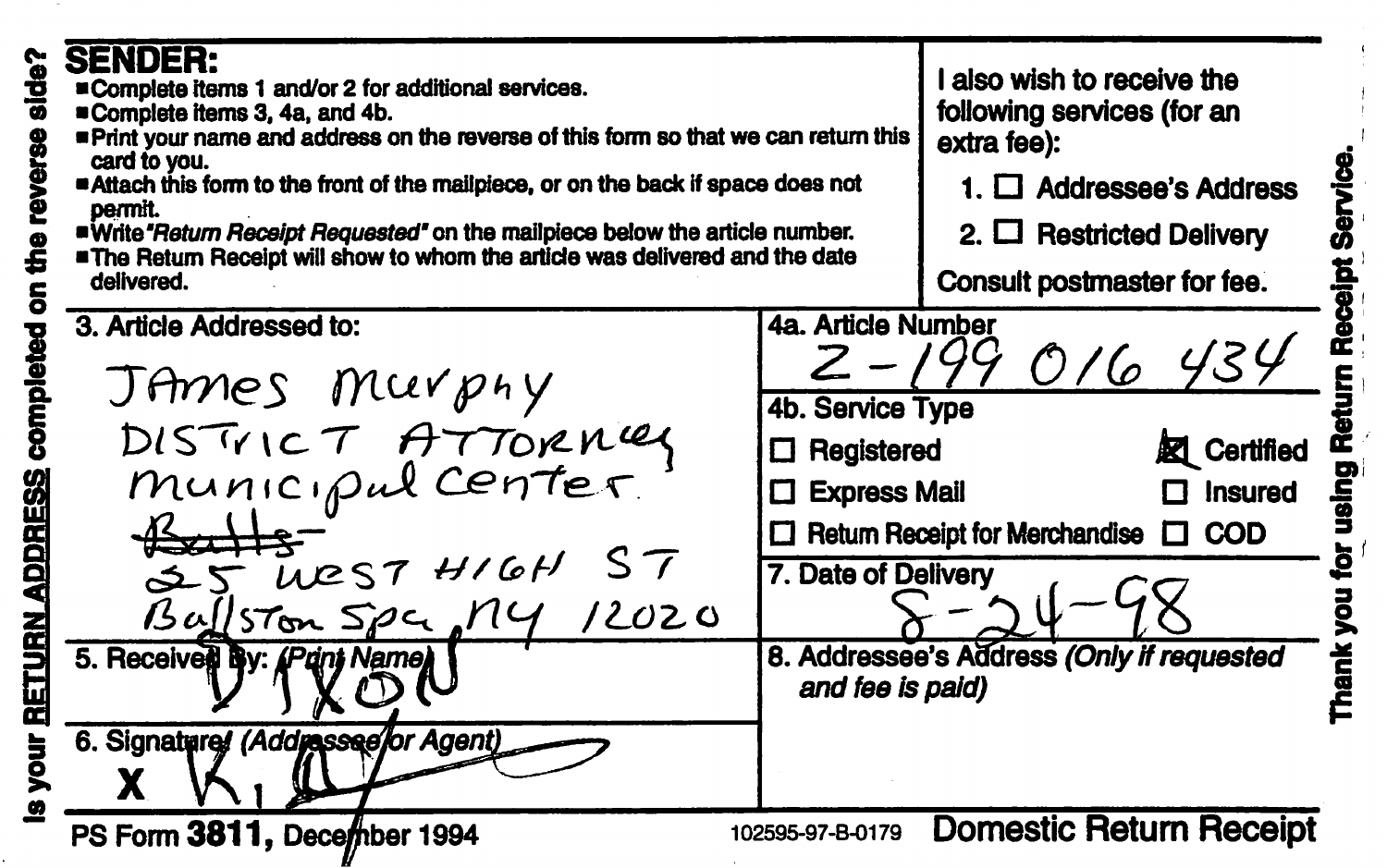Is your **RETURN ADDRESS** completed on the reverse side?

**SENDER:**

- Complete items 1 and/or 2 for additional services.
- Complete items 3, 4a, and 4b.
- Print your name and address on the reverse of this form so that we can return this card to you.
- Attach this form to the front of the mailpiece, or on the back if space does not permit.
- Write *"Return Receipt Requested"* on the mailpiece below the article number.
- The Return Receipt will show to whom the article was delivered and the date delivered.

I also wish to receive the following services (for an extra fee):

1. ☐ Addressee's Address
2. ☐ Restricted Delivery

Consult postmaster for fee.

**3. Article Addressed to:**

James Murphy
DISTRICT ATTORNEY
Municipal Center
~~Balls~~
25 WEST HIGH ST
Ballston Spa, NY 12020

**4a. Article Number**

Z-199 016 434

**4b. Service Type**

- ☐ Registered
- ☒ Certified
- ☐ Express Mail
- ☐ Insured
- ☐ Return Receipt for Merchandise
- ☐ COD

**7. Date of Delivery**

8-24-98

**5. Received By:** *(Print Name)*

DIXON

**6. Signature:** *(Addressee or Agent)*

X K. D

**8. Addressee's Address** *(Only if requested and fee is paid)*

PS Form **3811,** December 1994 102595-97-B-0179 **Domestic Return Receipt**

Thank you for using Return Receipt Service.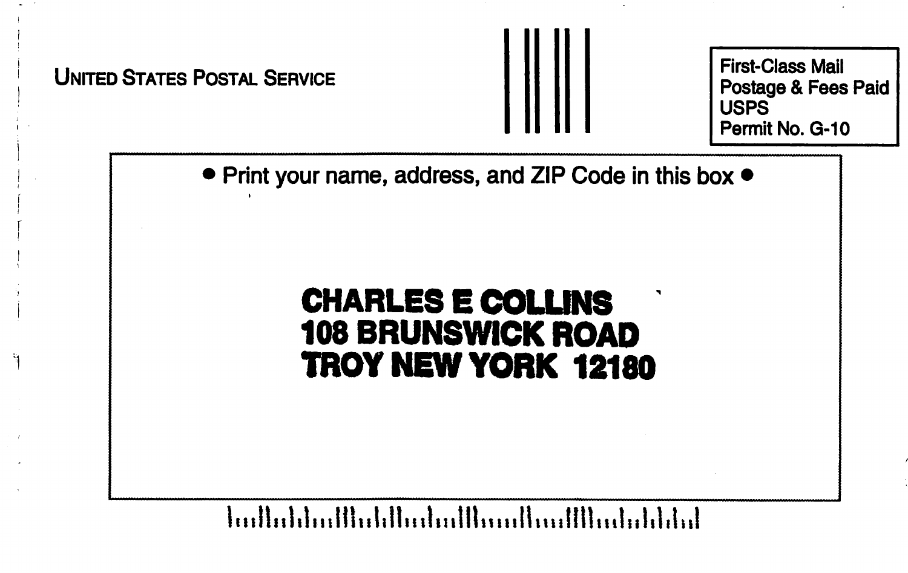UNITED STATES POSTAL SERVICE

First-Class Mail
Postage & Fees Paid
USPS
Permit No. G-10

• Print your name, address, and ZIP Code in this box •

**CHARLES E COLLINS**
**108 BRUNSWICK ROAD**
**TROY NEW YORK 12180**